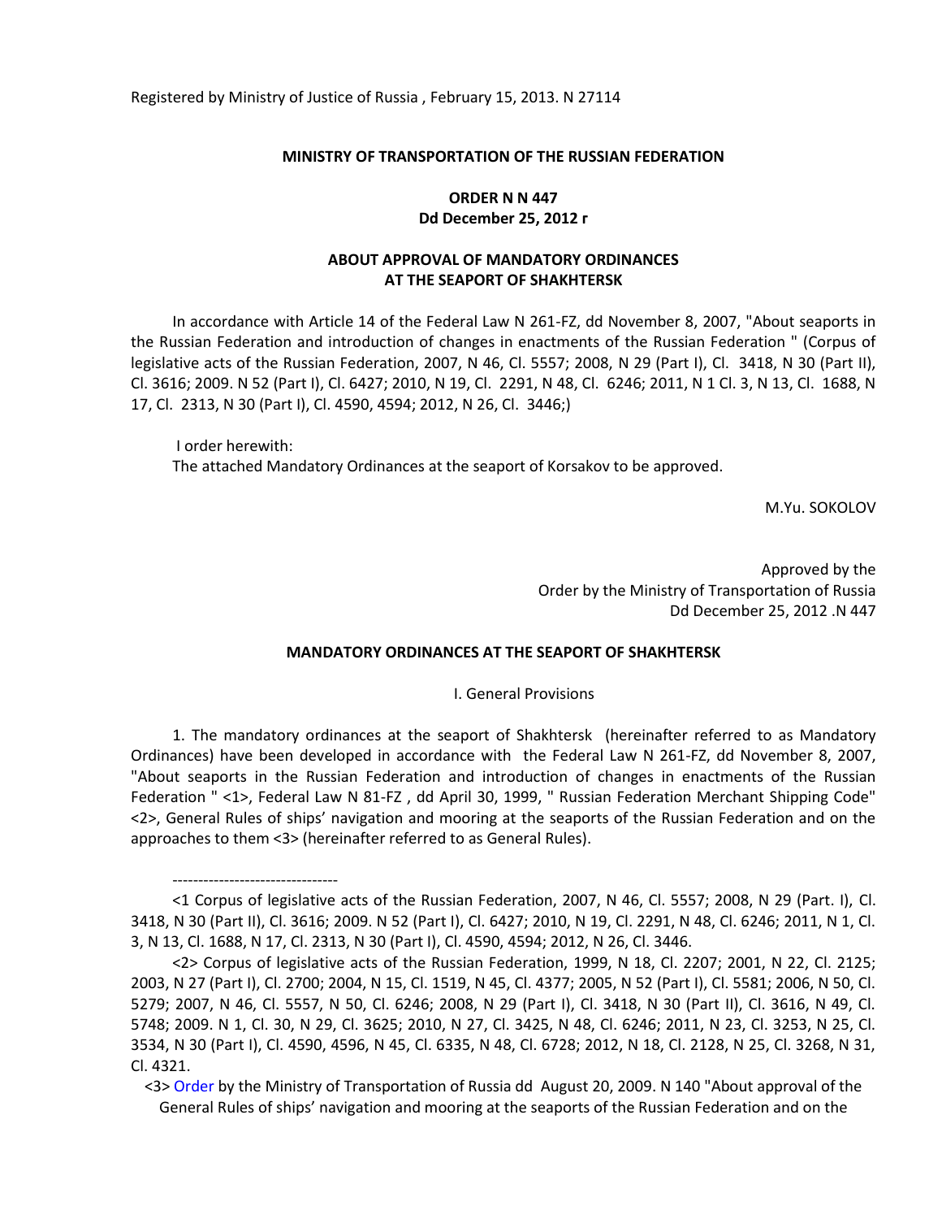Registered by Ministry of Justice of Russia , February 15, 2013. N 27114

**MINISTRY OF TRANSPORTATION OF THE RUSSIAN FEDERATION**

**ORDER N N 447**
**Dd December 25, 2012 r**

**ABOUT APPROVAL OF MANDATORY ORDINANCES**
**AT THE SEAPORT OF SHAKHTERSK**

In accordance with Article 14 of the Federal Law N 261-FZ, dd November 8, 2007, "About seaports in the Russian Federation and introduction of changes in enactments of the Russian Federation " (Corpus of legislative acts of the Russian Federation, 2007, N 46, Cl. 5557; 2008, N 29 (Part I), Cl. 3418, N 30 (Part II), Cl. 3616; 2009. N 52 (Part I), Cl. 6427; 2010, N 19, Cl. 2291, N 48, Cl. 6246; 2011, N 1 Cl. 3, N 13, Cl. 1688, N 17, Cl. 2313, N 30 (Part I), Cl. 4590, 4594; 2012, N 26, Cl. 3446;)

I order herewith:
The attached Mandatory Ordinances at the seaport of Korsakov to be approved.

M.Yu. SOKOLOV

Approved by the
Order by the Ministry of Transportation of Russia
Dd December 25, 2012 .N 447

**MANDATORY ORDINANCES AT THE SEAPORT OF SHAKHTERSK**

I. General Provisions

1. The mandatory ordinances at the seaport of Shakhtersk (hereinafter referred to as Mandatory Ordinances) have been developed in accordance with the Federal Law N 261-FZ, dd November 8, 2007, "About seaports in the Russian Federation and introduction of changes in enactments of the Russian Federation " <1>, Federal Law N 81-FZ , dd April 30, 1999, " Russian Federation Merchant Shipping Code" <2>, General Rules of ships' navigation and mooring at the seaports of the Russian Federation and on the approaches to them <3> (hereinafter referred to as General Rules).

--------------------------------

<1 Corpus of legislative acts of the Russian Federation, 2007, N 46, Cl. 5557; 2008, N 29 (Part. I), Cl. 3418, N 30 (Part II), Cl. 3616; 2009. N 52 (Part I), Cl. 6427; 2010, N 19, Cl. 2291, N 48, Cl. 6246; 2011, N 1, Cl. 3, N 13, Cl. 1688, N 17, Cl. 2313, N 30 (Part I), Cl. 4590, 4594; 2012, N 26, Cl. 3446.

<2> Corpus of legislative acts of the Russian Federation, 1999, N 18, Cl. 2207; 2001, N 22, Cl. 2125; 2003, N 27 (Part I), Cl. 2700; 2004, N 15, Cl. 1519, N 45, Cl. 4377; 2005, N 52 (Part I), Cl. 5581; 2006, N 50, Cl. 5279; 2007, N 46, Cl. 5557, N 50, Cl. 6246; 2008, N 29 (Part I), Cl. 3418, N 30 (Part II), Cl. 3616, N 49, Cl. 5748; 2009. N 1, Cl. 30, N 29, Cl. 3625; 2010, N 27, Cl. 3425, N 48, Cl. 6246; 2011, N 23, Cl. 3253, N 25, Cl. 3534, N 30 (Part I), Cl. 4590, 4596, N 45, Cl. 6335, N 48, Cl. 6728; 2012, N 18, Cl. 2128, N 25, Cl. 3268, N 31, Cl. 4321.

<3> Order by the Ministry of Transportation of Russia dd August 20, 2009. N 140 "About approval of the General Rules of ships' navigation and mooring at the seaports of the Russian Federation and on the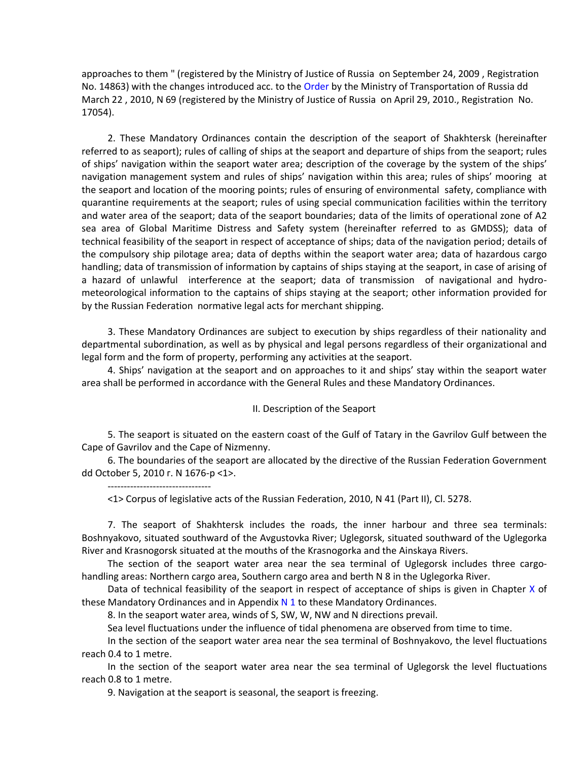approaches to them " (registered by the Ministry of Justice of Russia on September 24, 2009 , Registration No. 14863) with the changes introduced acc. to the Order by the Ministry of Transportation of Russia dd March 22 , 2010, N 69 (registered by the Ministry of Justice of Russia on April 29, 2010., Registration No. 17054).

2. These Mandatory Ordinances contain the description of the seaport of Shakhtersk (hereinafter referred to as seaport); rules of calling of ships at the seaport and departure of ships from the seaport; rules of ships' navigation within the seaport water area; description of the coverage by the system of the ships' navigation management system and rules of ships' navigation within this area; rules of ships' mooring at the seaport and location of the mooring points; rules of ensuring of environmental safety, compliance with quarantine requirements at the seaport; rules of using special communication facilities within the territory and water area of the seaport; data of the seaport boundaries; data of the limits of operational zone of A2 sea area of Global Maritime Distress and Safety system (hereinafter referred to as GMDSS); data of technical feasibility of the seaport in respect of acceptance of ships; data of the navigation period; details of the compulsory ship pilotage area; data of depths within the seaport water area; data of hazardous cargo handling; data of transmission of information by captains of ships staying at the seaport, in case of arising of a hazard of unlawful interference at the seaport; data of transmission of navigational and hydro-meteorological information to the captains of ships staying at the seaport; other information provided for by the Russian Federation normative legal acts for merchant shipping.

3. These Mandatory Ordinances are subject to execution by ships regardless of their nationality and departmental subordination, as well as by physical and legal persons regardless of their organizational and legal form and the form of property, performing any activities at the seaport.

4. Ships' navigation at the seaport and on approaches to it and ships' stay within the seaport water area shall be performed in accordance with the General Rules and these Mandatory Ordinances.

## II. Description of the Seaport

5. The seaport is situated on the eastern coast of the Gulf of Tatary in the Gavrilov Gulf between the Cape of Gavrilov and the Cape of Nizmenny.

6. The boundaries of the seaport are allocated by the directive of the Russian Federation Government dd October 5, 2010 r. N 1676-p <1>.

--------------------------------

<1> Corpus of legislative acts of the Russian Federation, 2010, N 41 (Part II), Cl. 5278.

7. The seaport of Shakhtersk includes the roads, the inner harbour and three sea terminals: Boshnyakovo, situated southward of the Avgustovka River; Uglegorsk, situated southward of the Uglegorka River and Krasnogorsk situated at the mouths of the Krasnogorka and the Ainskaya Rivers.

The section of the seaport water area near the sea terminal of Uglegorsk includes three cargo-handling areas: Northern cargo area, Southern cargo area and berth N 8 in the Uglegorka River.

Data of technical feasibility of the seaport in respect of acceptance of ships is given in Chapter X of these Mandatory Ordinances and in Appendix N 1 to these Mandatory Ordinances.

8. In the seaport water area, winds of S, SW, W, NW and N directions prevail.

Sea level fluctuations under the influence of tidal phenomena are observed from time to time.

In the section of the seaport water area near the sea terminal of Boshnyakovo, the level fluctuations reach 0.4 to 1 metre.

In the section of the seaport water area near the sea terminal of Uglegorsk the level fluctuations reach 0.8 to 1 metre.

9. Navigation at the seaport is seasonal, the seaport is freezing.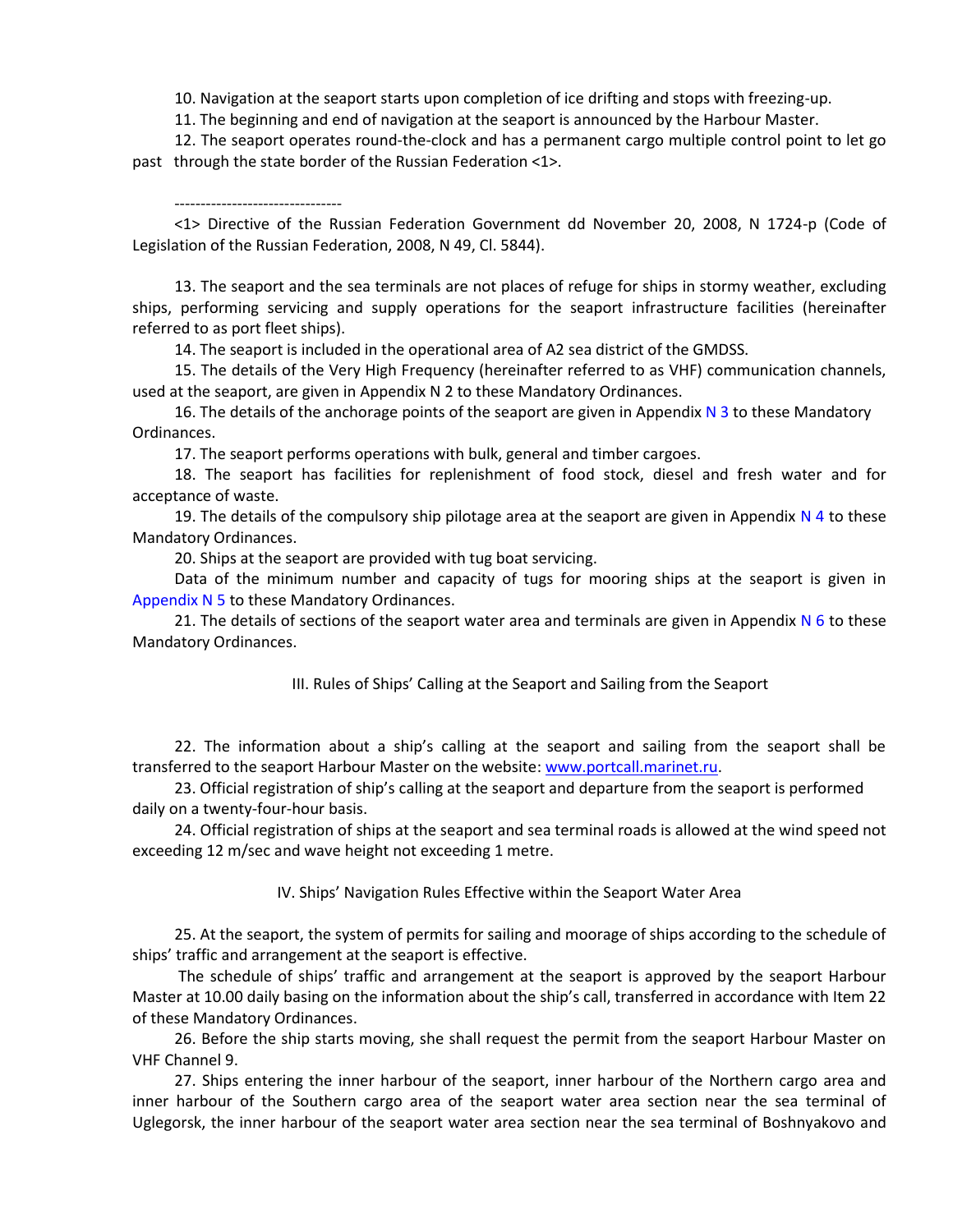10. Navigation at the seaport starts upon completion of ice drifting and stops with freezing-up.

11. The beginning and end of navigation at the seaport is announced by the Harbour Master.

12. The seaport operates round-the-clock and has a permanent cargo multiple control point to let go past through the state border of the Russian Federation <1>.

--------------------------------

<1> Directive of the Russian Federation Government dd November 20, 2008, N 1724-p (Code of Legislation of the Russian Federation, 2008, N 49, Cl. 5844).

13. The seaport and the sea terminals are not places of refuge for ships in stormy weather, excluding ships, performing servicing and supply operations for the seaport infrastructure facilities (hereinafter referred to as port fleet ships).

14. The seaport is included in the operational area of A2 sea district of the GMDSS.

15. The details of the Very High Frequency (hereinafter referred to as VHF) communication channels, used at the seaport, are given in Appendix N 2 to these Mandatory Ordinances.

16. The details of the anchorage points of the seaport are given in Appendix N 3 to these Mandatory Ordinances.

17. The seaport performs operations with bulk, general and timber cargoes.

18. The seaport has facilities for replenishment of food stock, diesel and fresh water and for acceptance of waste.

19. The details of the compulsory ship pilotage area at the seaport are given in Appendix N 4 to these Mandatory Ordinances.

20. Ships at the seaport are provided with tug boat servicing.

Data of the minimum number and capacity of tugs for mooring ships at the seaport is given in Appendix N 5 to these Mandatory Ordinances.

21. The details of sections of the seaport water area and terminals are given in Appendix N 6 to these Mandatory Ordinances.

## III. Rules of Ships' Calling at the Seaport and Sailing from the Seaport

22. The information about a ship's calling at the seaport and sailing from the seaport shall be transferred to the seaport Harbour Master on the website: www.portcall.marinet.ru.

23. Official registration of ship's calling at the seaport and departure from the seaport is performed daily on a twenty-four-hour basis.

24. Official registration of ships at the seaport and sea terminal roads is allowed at the wind speed not exceeding 12 m/sec and wave height not exceeding 1 metre.

## IV. Ships' Navigation Rules Effective within the Seaport Water Area

25. At the seaport, the system of permits for sailing and moorage of ships according to the schedule of ships' traffic and arrangement at the seaport is effective.

The schedule of ships' traffic and arrangement at the seaport is approved by the seaport Harbour Master at 10.00 daily basing on the information about the ship's call, transferred in accordance with Item 22 of these Mandatory Ordinances.

26. Before the ship starts moving, she shall request the permit from the seaport Harbour Master on VHF Channel 9.

27. Ships entering the inner harbour of the seaport, inner harbour of the Northern cargo area and inner harbour of the Southern cargo area of the seaport water area section near the sea terminal of Uglegorsk, the inner harbour of the seaport water area section near the sea terminal of Boshnyakovo and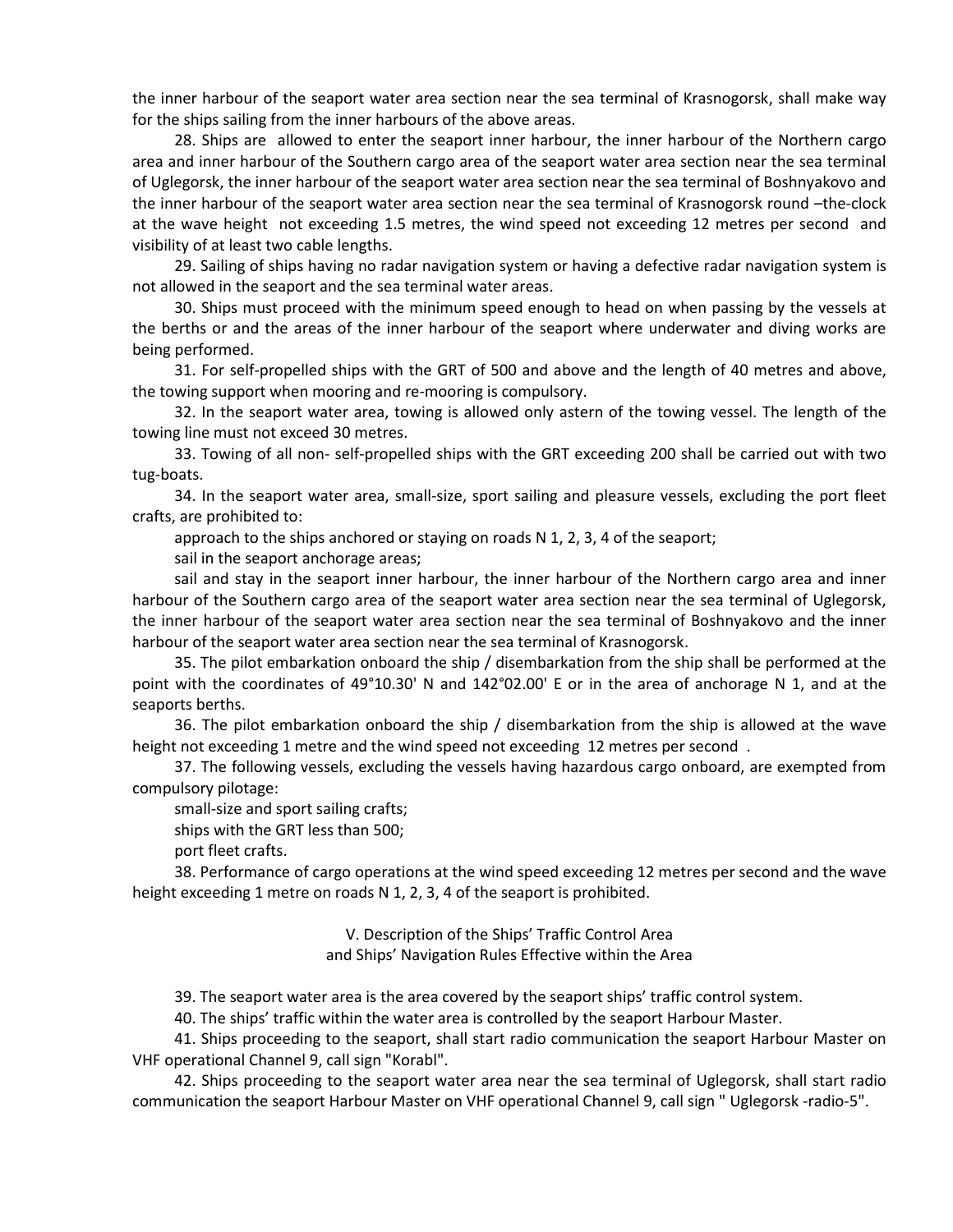the inner harbour of the seaport water area section near the sea terminal of Krasnogorsk, shall make way for the ships sailing from the inner harbours of the above areas.

28. Ships are allowed to enter the seaport inner harbour, the inner harbour of the Northern cargo area and inner harbour of the Southern cargo area of the seaport water area section near the sea terminal of Uglegorsk, the inner harbour of the seaport water area section near the sea terminal of Boshnyakovo and the inner harbour of the seaport water area section near the sea terminal of Krasnogorsk round –the-clock at the wave height not exceeding 1.5 metres, the wind speed not exceeding 12 metres per second and visibility of at least two cable lengths.

29. Sailing of ships having no radar navigation system or having a defective radar navigation system is not allowed in the seaport and the sea terminal water areas.

30. Ships must proceed with the minimum speed enough to head on when passing by the vessels at the berths or and the areas of the inner harbour of the seaport where underwater and diving works are being performed.

31. For self-propelled ships with the GRT of 500 and above and the length of 40 metres and above, the towing support when mooring and re-mooring is compulsory.

32. In the seaport water area, towing is allowed only astern of the towing vessel. The length of the towing line must not exceed 30 metres.

33. Towing of all non- self-propelled ships with the GRT exceeding 200 shall be carried out with two tug-boats.

34. In the seaport water area, small-size, sport sailing and pleasure vessels, excluding the port fleet crafts, are prohibited to:

approach to the ships anchored or staying on roads N 1, 2, 3, 4 of the seaport;

sail in the seaport anchorage areas;

sail and stay in the seaport inner harbour, the inner harbour of the Northern cargo area and inner harbour of the Southern cargo area of the seaport water area section near the sea terminal of Uglegorsk, the inner harbour of the seaport water area section near the sea terminal of Boshnyakovo and the inner harbour of the seaport water area section near the sea terminal of Krasnogorsk.

35. The pilot embarkation onboard the ship / disembarkation from the ship shall be performed at the point with the coordinates of 49°10.30' N and 142°02.00' E or in the area of anchorage N 1, and at the seaports berths.

36. The pilot embarkation onboard the ship / disembarkation from the ship is allowed at the wave height not exceeding 1 metre and the wind speed not exceeding 12 metres per second .

37. The following vessels, excluding the vessels having hazardous cargo onboard, are exempted from compulsory pilotage:

small-size and sport sailing crafts;

ships with the GRT less than 500;

port fleet crafts.

38. Performance of cargo operations at the wind speed exceeding 12 metres per second and the wave height exceeding 1 metre on roads N 1, 2, 3, 4 of the seaport is prohibited.

## V. Description of the Ships' Traffic Control Area and Ships' Navigation Rules Effective within the Area

39. The seaport water area is the area covered by the seaport ships' traffic control system.

40. The ships' traffic within the water area is controlled by the seaport Harbour Master.

41. Ships proceeding to the seaport, shall start radio communication the seaport Harbour Master on VHF operational Channel 9, call sign "Korabl".

42. Ships proceeding to the seaport water area near the sea terminal of Uglegorsk, shall start radio communication the seaport Harbour Master on VHF operational Channel 9, call sign " Uglegorsk -radio-5".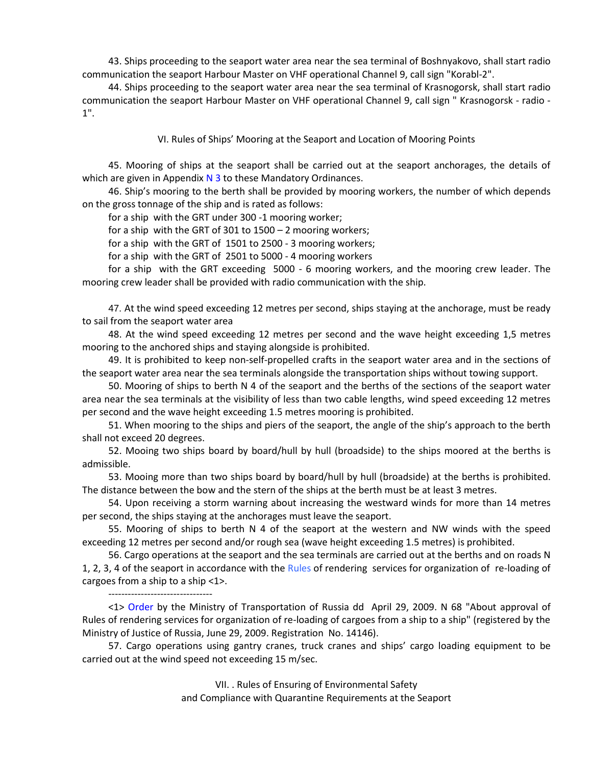43. Ships proceeding to the seaport water area near the sea terminal of Boshnyakovo, shall start radio communication the seaport Harbour Master on VHF operational Channel 9, call sign "Korabl-2".

44. Ships proceeding to the seaport water area near the sea terminal of Krasnogorsk, shall start radio communication the seaport Harbour Master on VHF operational Channel 9, call sign " Krasnogorsk - radio - 1".

## VI. Rules of Ships' Mooring at the Seaport and Location of Mooring Points

45. Mooring of ships at the seaport shall be carried out at the seaport anchorages, the details of which are given in Appendix N 3 to these Mandatory Ordinances.

46. Ship's mooring to the berth shall be provided by mooring workers, the number of which depends on the gross tonnage of the ship and is rated as follows:

for a ship with the GRT under 300 -1 mooring worker;

for a ship with the GRT of 301 to 1500 – 2 mooring workers;

for a ship with the GRT of 1501 to 2500 - 3 mooring workers;

for a ship with the GRT of 2501 to 5000 - 4 mooring workers

for a ship with the GRT exceeding 5000 - 6 mooring workers, and the mooring crew leader. The mooring crew leader shall be provided with radio communication with the ship.

47. At the wind speed exceeding 12 metres per second, ships staying at the anchorage, must be ready to sail from the seaport water area

48. At the wind speed exceeding 12 metres per second and the wave height exceeding 1,5 metres mooring to the anchored ships and staying alongside is prohibited.

49. It is prohibited to keep non-self-propelled crafts in the seaport water area and in the sections of the seaport water area near the sea terminals alongside the transportation ships without towing support.

50. Mooring of ships to berth N 4 of the seaport and the berths of the sections of the seaport water area near the sea terminals at the visibility of less than two cable lengths, wind speed exceeding 12 metres per second and the wave height exceeding 1.5 metres mooring is prohibited.

51. When mooring to the ships and piers of the seaport, the angle of the ship's approach to the berth shall not exceed 20 degrees.

52. Mooing two ships board by board/hull by hull (broadside) to the ships moored at the berths is admissible.

53. Mooing more than two ships board by board/hull by hull (broadside) at the berths is prohibited. The distance between the bow and the stern of the ships at the berth must be at least 3 metres.

54. Upon receiving a storm warning about increasing the westward winds for more than 14 metres per second, the ships staying at the anchorages must leave the seaport.

55. Mooring of ships to berth N 4 of the seaport at the western and NW winds with the speed exceeding 12 metres per second and/or rough sea (wave height exceeding 1.5 metres) is prohibited.

56. Cargo operations at the seaport and the sea terminals are carried out at the berths and on roads N 1, 2, 3, 4 of the seaport in accordance with the Rules of rendering services for organization of re-loading of cargoes from a ship to a ship <1>.

--------------------------------

<1> Order by the Ministry of Transportation of Russia dd April 29, 2009. N 68 "About approval of Rules of rendering services for organization of re-loading of cargoes from a ship to a ship" (registered by the Ministry of Justice of Russia, June 29, 2009. Registration No. 14146).

57. Cargo operations using gantry cranes, truck cranes and ships' cargo loading equipment to be carried out at the wind speed not exceeding 15 m/sec.

## VII. . Rules of Ensuring of Environmental Safety and Compliance with Quarantine Requirements at the Seaport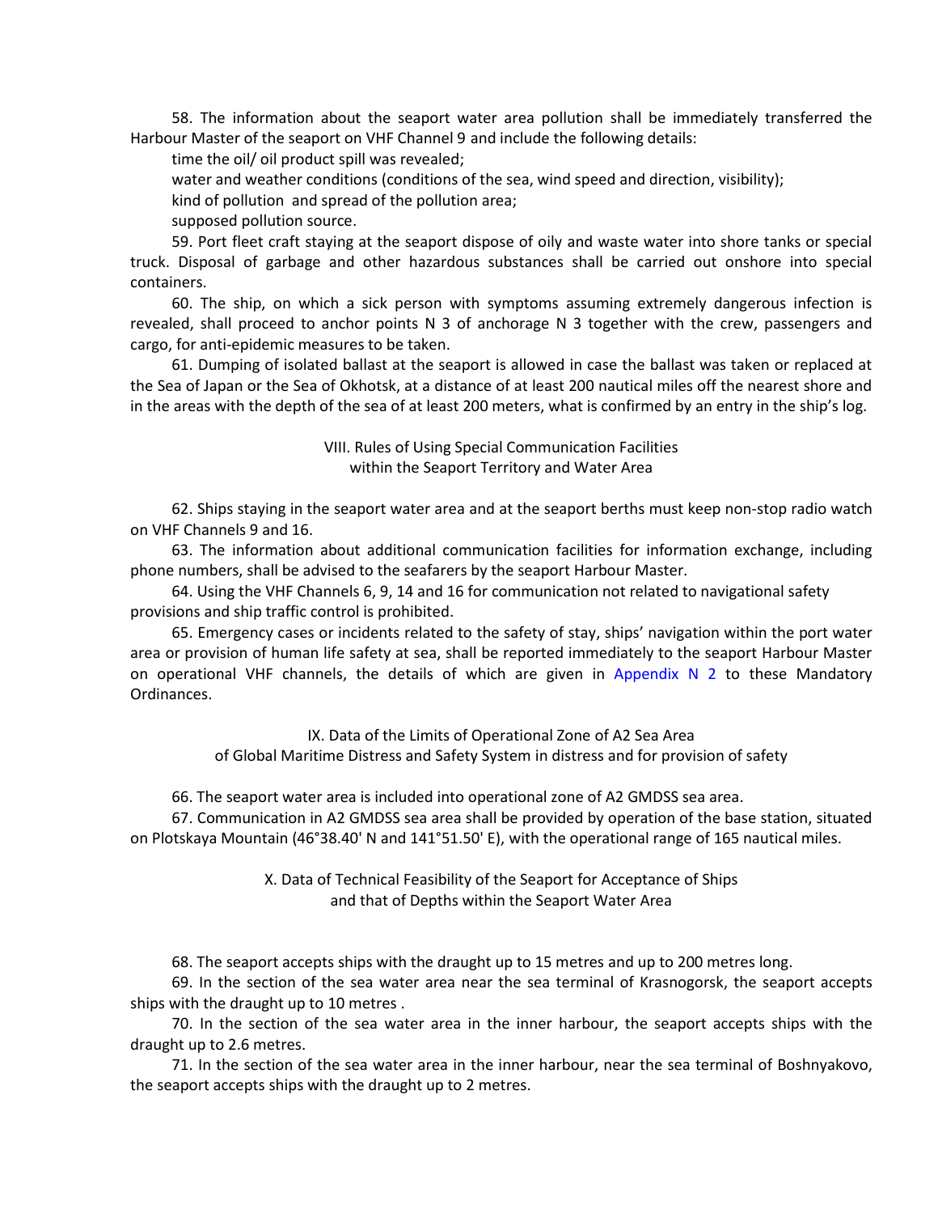58. The information about the seaport water area pollution shall be immediately transferred the Harbour Master of the seaport on VHF Channel 9 and include the following details:

time the oil/ oil product spill was revealed;

water and weather conditions (conditions of the sea, wind speed and direction, visibility);

kind of pollution and spread of the pollution area;

supposed pollution source.

59. Port fleet craft staying at the seaport dispose of oily and waste water into shore tanks or special truck. Disposal of garbage and other hazardous substances shall be carried out onshore into special containers.

60. The ship, on which a sick person with symptoms assuming extremely dangerous infection is revealed, shall proceed to anchor points N 3 of anchorage N 3 together with the crew, passengers and cargo, for anti-epidemic measures to be taken.

61. Dumping of isolated ballast at the seaport is allowed in case the ballast was taken or replaced at the Sea of Japan or the Sea of Okhotsk, at a distance of at least 200 nautical miles off the nearest shore and in the areas with the depth of the sea of at least 200 meters, what is confirmed by an entry in the ship's log.

## VIII. Rules of Using Special Communication Facilities within the Seaport Territory and Water Area

62. Ships staying in the seaport water area and at the seaport berths must keep non-stop radio watch on VHF Channels 9 and 16.

63. The information about additional communication facilities for information exchange, including phone numbers, shall be advised to the seafarers by the seaport Harbour Master.

64. Using the VHF Channels 6, 9, 14 and 16 for communication not related to navigational safety provisions and ship traffic control is prohibited.

65. Emergency cases or incidents related to the safety of stay, ships' navigation within the port water area or provision of human life safety at sea, shall be reported immediately to the seaport Harbour Master on operational VHF channels, the details of which are given in Appendix N 2 to these Mandatory Ordinances.

## IX. Data of the Limits of Operational Zone of A2 Sea Area of Global Maritime Distress and Safety System in distress and for provision of safety

66. The seaport water area is included into operational zone of A2 GMDSS sea area.

67. Communication in A2 GMDSS sea area shall be provided by operation of the base station, situated on Plotskaya Mountain (46°38.40' N and 141°51.50' E), with the operational range of 165 nautical miles.

## X. Data of Technical Feasibility of the Seaport for Acceptance of Ships and that of Depths within the Seaport Water Area

68. The seaport accepts ships with the draught up to 15 metres and up to 200 metres long.

69. In the section of the sea water area near the sea terminal of Krasnogorsk, the seaport accepts ships with the draught up to 10 metres .

70. In the section of the sea water area in the inner harbour, the seaport accepts ships with the draught up to 2.6 metres.

71. In the section of the sea water area in the inner harbour, near the sea terminal of Boshnyakovo, the seaport accepts ships with the draught up to 2 metres.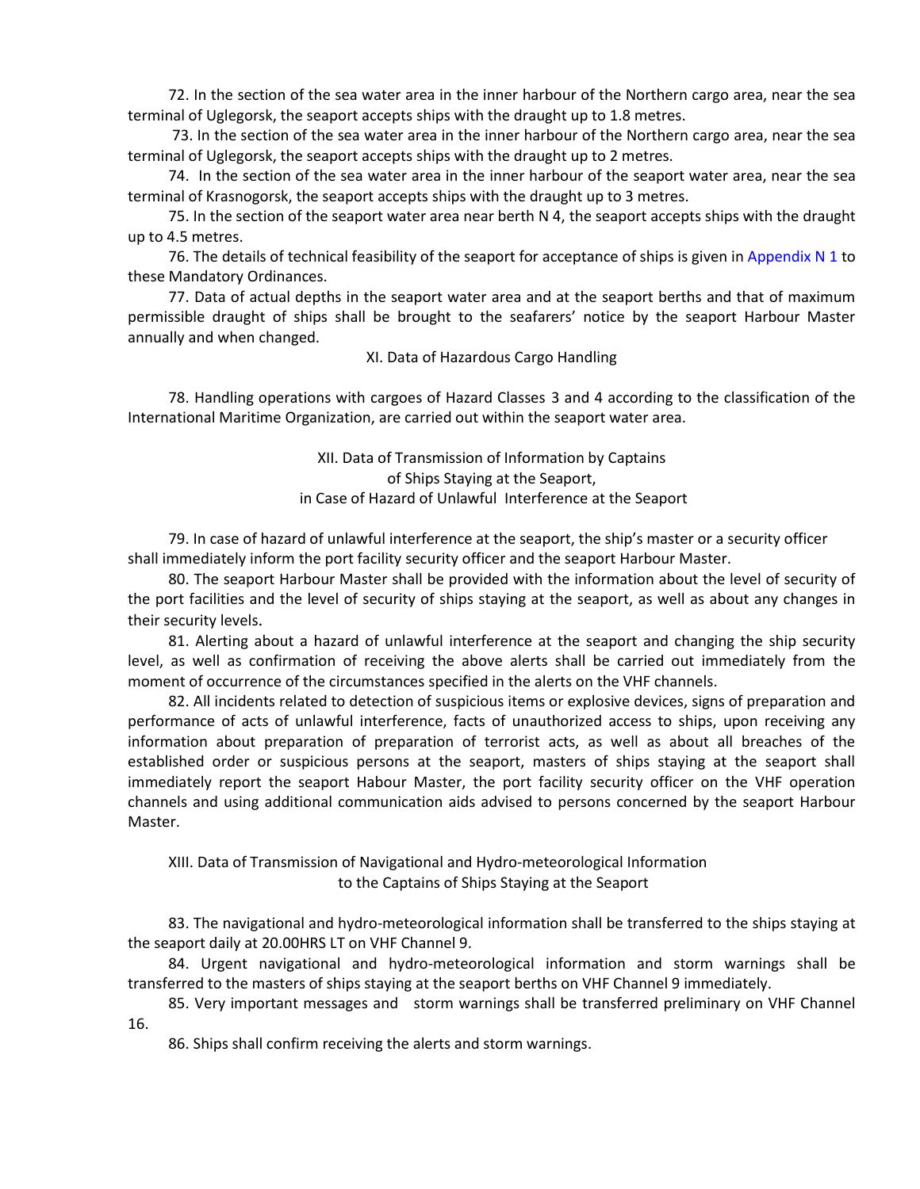72. In the section of the sea water area in the inner harbour of the Northern cargo area, near the sea terminal of Uglegorsk, the seaport accepts ships with the draught up to 1.8 metres.

73. In the section of the sea water area in the inner harbour of the Northern cargo area, near the sea terminal of Uglegorsk, the seaport accepts ships with the draught up to 2 metres.

74. In the section of the sea water area in the inner harbour of the seaport water area, near the sea terminal of Krasnogorsk, the seaport accepts ships with the draught up to 3 metres.

75. In the section of the seaport water area near berth N 4, the seaport accepts ships with the draught up to 4.5 metres.

76. The details of technical feasibility of the seaport for acceptance of ships is given in Appendix N 1 to these Mandatory Ordinances.

77. Data of actual depths in the seaport water area and at the seaport berths and that of maximum permissible draught of ships shall be brought to the seafarers' notice by the seaport Harbour Master annually and when changed.

## XI. Data of Hazardous Cargo Handling

78. Handling operations with cargoes of Hazard Classes 3 and 4 according to the classification of the International Maritime Organization, are carried out within the seaport water area.

## XII. Data of Transmission of Information by Captains of Ships Staying at the Seaport, in Case of Hazard of Unlawful Interference at the Seaport

79. In case of hazard of unlawful interference at the seaport, the ship's master or a security officer shall immediately inform the port facility security officer and the seaport Harbour Master.

80. The seaport Harbour Master shall be provided with the information about the level of security of the port facilities and the level of security of ships staying at the seaport, as well as about any changes in their security levels.

81. Alerting about a hazard of unlawful interference at the seaport and changing the ship security level, as well as confirmation of receiving the above alerts shall be carried out immediately from the moment of occurrence of the circumstances specified in the alerts on the VHF channels.

82. All incidents related to detection of suspicious items or explosive devices, signs of preparation and performance of acts of unlawful interference, facts of unauthorized access to ships, upon receiving any information about preparation of preparation of terrorist acts, as well as about all breaches of the established order or suspicious persons at the seaport, masters of ships staying at the seaport shall immediately report the seaport Habour Master, the port facility security officer on the VHF operation channels and using additional communication aids advised to persons concerned by the seaport Harbour Master.

## XIII. Data of Transmission of Navigational and Hydro-meteorological Information to the Captains of Ships Staying at the Seaport

83. The navigational and hydro-meteorological information shall be transferred to the ships staying at the seaport daily at 20.00HRS LT on VHF Channel 9.

84. Urgent navigational and hydro-meteorological information and storm warnings shall be transferred to the masters of ships staying at the seaport berths on VHF Channel 9 immediately.

85. Very important messages and storm warnings shall be transferred preliminary on VHF Channel 16.

86. Ships shall confirm receiving the alerts and storm warnings.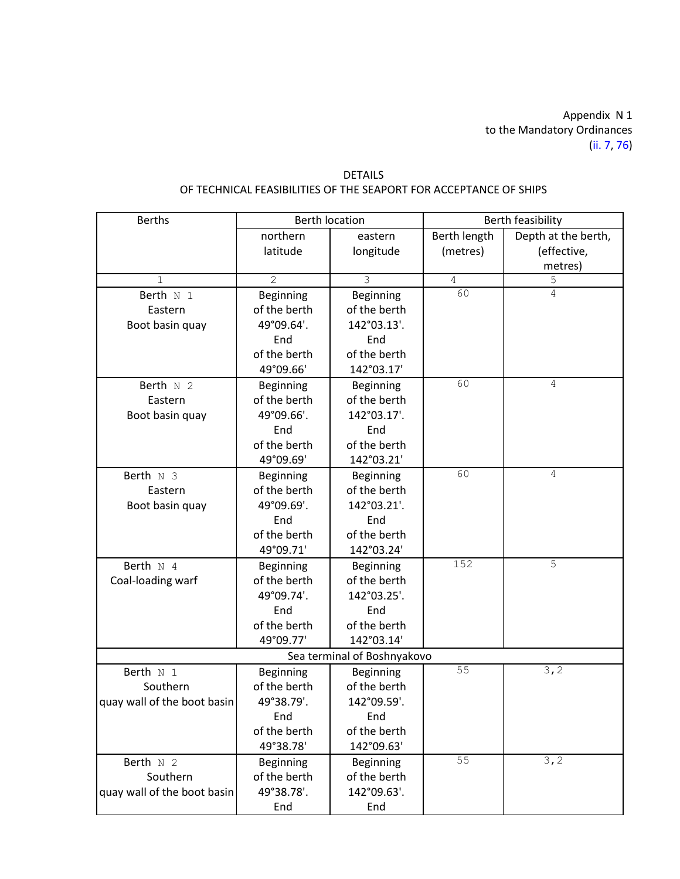Appendix N 1
to the Mandatory Ordinances
(ii. 7, 76)

DETAILS
OF TECHNICAL FEASIBILITIES OF THE SEAPORT FOR ACCEPTANCE OF SHIPS

| Berths | Berth location | | Berth feasibility | |
|---|---|---|---|---|
| | northern latitude | eastern longitude | Berth length (metres) | Depth at the berth, (effective, metres) |
| 1 | 2 | 3 | 4 | 5 |
| Berth N 1 Eastern Boot basin quay | Beginning of the berth 49°09.64'. End of the berth 49°09.66' | Beginning of the berth 142°03.13'. End of the berth 142°03.17' | 60 | 4 |
| Berth N 2 Eastern Boot basin quay | Beginning of the berth 49°09.66'. End of the berth 49°09.69' | Beginning of the berth 142°03.17'. End of the berth 142°03.21' | 60 | 4 |
| Berth N 3 Eastern Boot basin quay | Beginning of the berth 49°09.69'. End of the berth 49°09.71' | Beginning of the berth 142°03.21'. End of the berth 142°03.24' | 60 | 4 |
| Berth N 4 Coal-loading warf | Beginning of the berth 49°09.74'. End of the berth 49°09.77' | Beginning of the berth 142°03.25'. End of the berth 142°03.14' | 152 | 5 |
| Sea terminal of Boshnyakovo | | | | |
| Berth N 1 Southern quay wall of the boot basin | Beginning of the berth 49°38.79'. End of the berth 49°38.78' | Beginning of the berth 142°09.59'. End of the berth 142°09.63' | 55 | 3,2 |
| Berth N 2 Southern quay wall of the boot basin | Beginning of the berth 49°38.78'. End | Beginning of the berth 142°09.63'. End | 55 | 3,2 |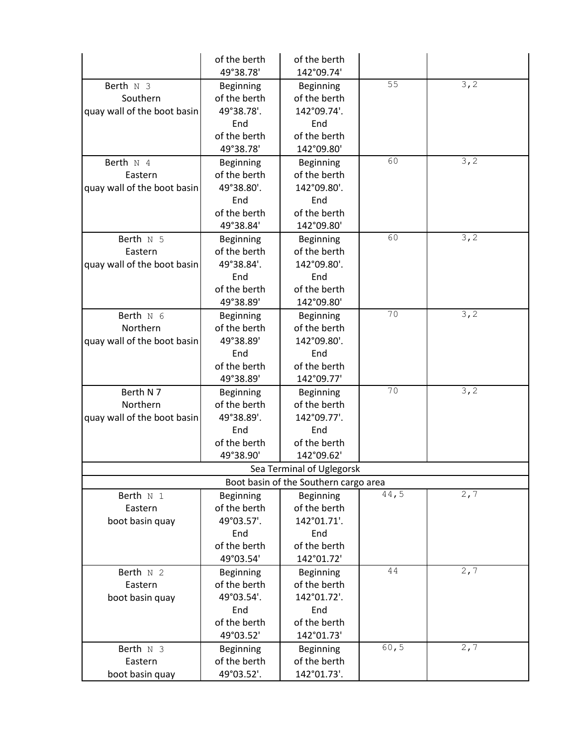| | | | | |
|---|---|---|---|---|
| | of the berth 49°38.78' | of the berth 142°09.74' | | |
| Berth N 3 Southern quay wall of the boot basin | Beginning of the berth 49°38.78'. End of the berth 49°38.78' | Beginning of the berth 142°09.74'. End of the berth 142°09.80' | 55 | 3,2 |
| Berth N 4 Eastern quay wall of the boot basin | Beginning of the berth 49°38.80'. End of the berth 49°38.84' | Beginning of the berth 142°09.80'. End of the berth 142°09.80' | 60 | 3,2 |
| Berth N 5 Eastern quay wall of the boot basin | Beginning of the berth 49°38.84'. End of the berth 49°38.89' | Beginning of the berth 142°09.80'. End of the berth 142°09.80' | 60 | 3,2 |
| Berth N 6 Northern quay wall of the boot basin | Beginning of the berth 49°38.89' End of the berth 49°38.89' | Beginning of the berth 142°09.80'. End of the berth 142°09.77' | 70 | 3,2 |
| Berth N 7 Northern quay wall of the boot basin | Beginning of the berth 49°38.89'. End of the berth 49°38.90' | Beginning of the berth 142°09.77'. End of the berth 142°09.62' | 70 | 3,2 |
| Sea Terminal of Uglegorsk | | | | |
| Boot basin of the Southern cargo area | | | | |
| Berth N 1 Eastern boot basin quay | Beginning of the berth 49°03.57'. End of the berth 49°03.54' | Beginning of the berth 142°01.71'. End of the berth 142°01.72' | 44,5 | 2,7 |
| Berth N 2 Eastern boot basin quay | Beginning of the berth 49°03.54'. End of the berth 49°03.52' | Beginning of the berth 142°01.72'. End of the berth 142°01.73' | 44 | 2,7 |
| Berth N 3 Eastern boot basin quay | Beginning of the berth 49°03.52'. | Beginning of the berth 142°01.73'. | 60,5 | 2,7 |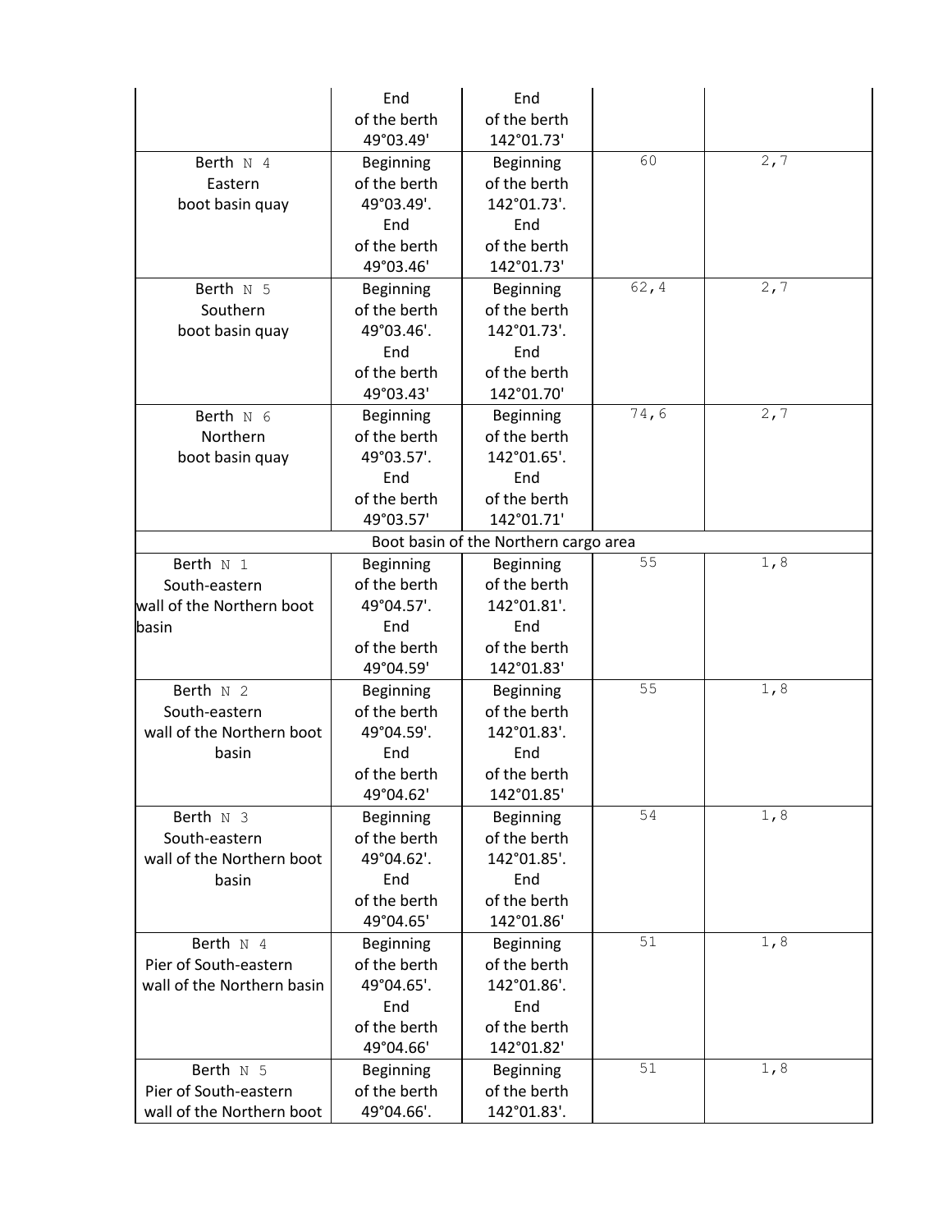| | | | | |
|---|---|---|---|---|
| | End of the berth 49°03.49' | End of the berth 142°01.73' | | |
| Berth N 4 Eastern boot basin quay | Beginning of the berth 49°03.49'. End of the berth 49°03.46' | Beginning of the berth 142°01.73'. End of the berth 142°01.73' | 60 | 2,7 |
| Berth N 5 Southern boot basin quay | Beginning of the berth 49°03.46'. End of the berth 49°03.43' | Beginning of the berth 142°01.73'. End of the berth 142°01.70' | 62,4 | 2,7 |
| Berth N 6 Northern boot basin quay | Beginning of the berth 49°03.57'. End of the berth 49°03.57' | Beginning of the berth 142°01.65'. End of the berth 142°01.71' | 74,6 | 2,7 |
| Boot basin of the Northern cargo area | | | | |
| Berth N 1 South-eastern wall of the Northern boot basin | Beginning of the berth 49°04.57'. End of the berth 49°04.59' | Beginning of the berth 142°01.81'. End of the berth 142°01.83' | 55 | 1,8 |
| Berth N 2 South-eastern wall of the Northern boot basin | Beginning of the berth 49°04.59'. End of the berth 49°04.62' | Beginning of the berth 142°01.83'. End of the berth 142°01.85' | 55 | 1,8 |
| Berth N 3 South-eastern wall of the Northern boot basin | Beginning of the berth 49°04.62'. End of the berth 49°04.65' | Beginning of the berth 142°01.85'. End of the berth 142°01.86' | 54 | 1,8 |
| Berth N 4 Pier of South-eastern wall of the Northern basin | Beginning of the berth 49°04.65'. End of the berth 49°04.66' | Beginning of the berth 142°01.86'. End of the berth 142°01.82' | 51 | 1,8 |
| Berth N 5 Pier of South-eastern wall of the Northern boot | Beginning of the berth 49°04.66'. | Beginning of the berth 142°01.83'. | 51 | 1,8 |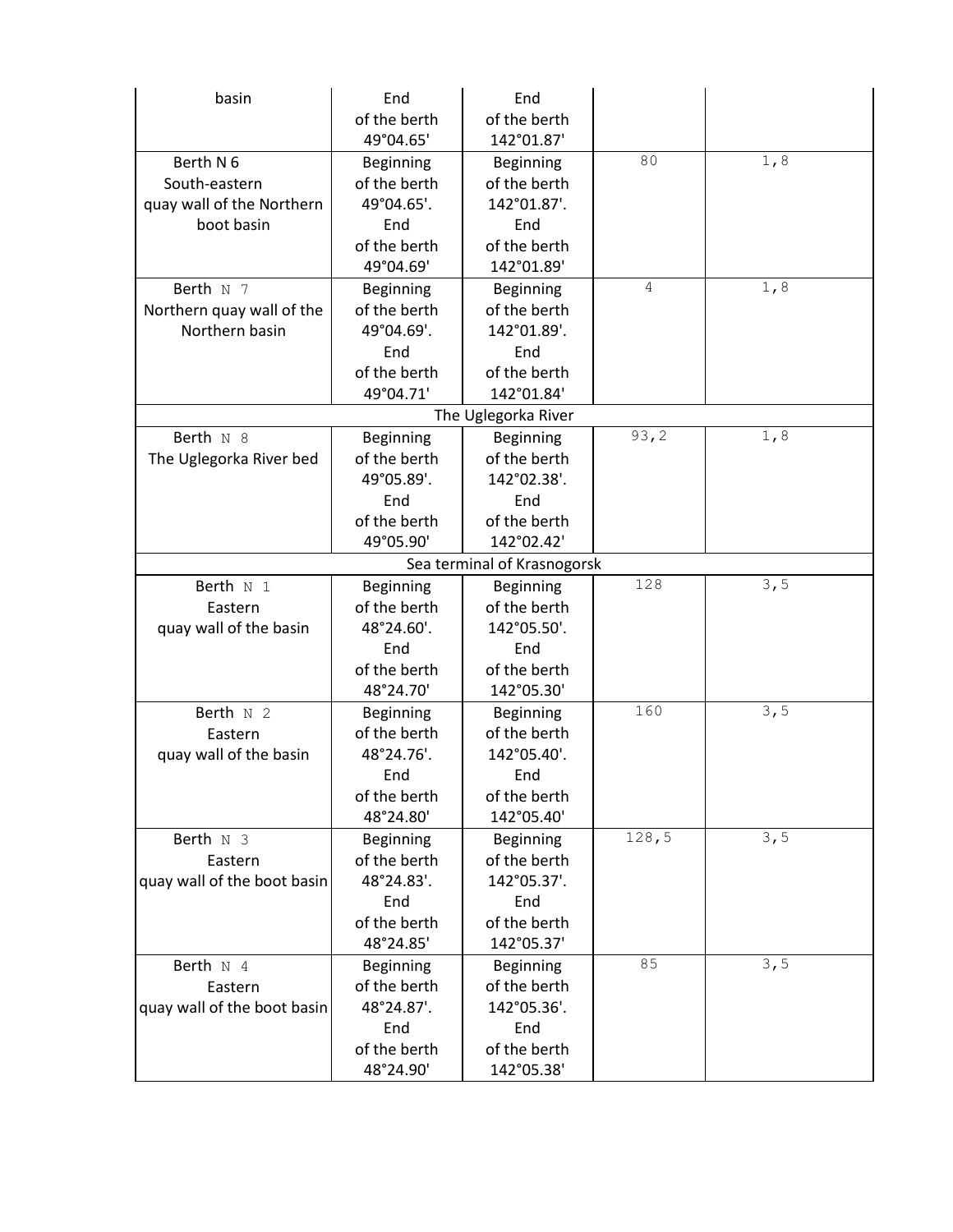| | | | | |
|---|---|---|---|---|
| basin | End of the berth 49°04.65' | End of the berth 142°01.87' | | |
| Berth N 6 South-eastern quay wall of the Northern boot basin | Beginning of the berth 49°04.65'. End of the berth 49°04.69' | Beginning of the berth 142°01.87'. End of the berth 142°01.89' | 80 | 1,8 |
| Berth N 7 Northern quay wall of the Northern basin | Beginning of the berth 49°04.69'. End of the berth 49°04.71' | Beginning of the berth 142°01.89'. End of the berth 142°01.84' | 4 | 1,8 |
| The Uglegorka River | | | | |
| Berth N 8 The Uglegorka River bed | Beginning of the berth 49°05.89'. End of the berth 49°05.90' | Beginning of the berth 142°02.38'. End of the berth 142°02.42' | 93,2 | 1,8 |
| Sea terminal of Krasnogorsk | | | | |
| Berth N 1 Eastern quay wall of the basin | Beginning of the berth 48°24.60'. End of the berth 48°24.70' | Beginning of the berth 142°05.50'. End of the berth 142°05.30' | 128 | 3,5 |
| Berth N 2 Eastern quay wall of the basin | Beginning of the berth 48°24.76'. End of the berth 48°24.80' | Beginning of the berth 142°05.40'. End of the berth 142°05.40' | 160 | 3,5 |
| Berth N 3 Eastern quay wall of the boot basin | Beginning of the berth 48°24.83'. End of the berth 48°24.85' | Beginning of the berth 142°05.37'. End of the berth 142°05.37' | 128,5 | 3,5 |
| Berth N 4 Eastern quay wall of the boot basin | Beginning of the berth 48°24.87'. End of the berth 48°24.90' | Beginning of the berth 142°05.36'. End of the berth 142°05.38' | 85 | 3,5 |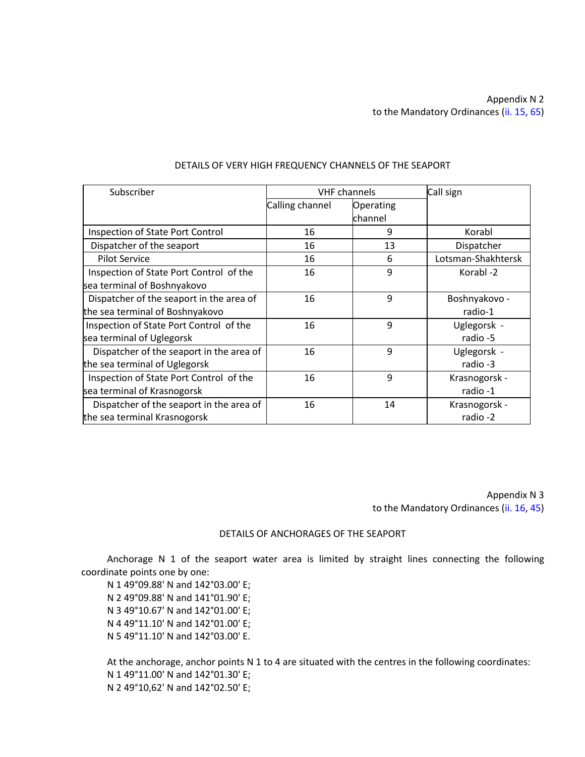Appendix N 2
to the Mandatory Ordinances (ii. 15, 65)

DETAILS OF VERY HIGH FREQUENCY CHANNELS OF THE SEAPORT

| Subscriber | VHF channels | | Call sign |
|---|---|---|---|
| | Calling channel | Operating channel | |
| Inspection of State Port Control | 16 | 9 | Korabl |
| Dispatcher of the seaport | 16 | 13 | Dispatcher |
| Pilot Service | 16 | 6 | Lotsman-Shakhtersk |
| Inspection of State Port Control of the sea terminal of Boshnyakovo | 16 | 9 | Korabl -2 |
| Dispatcher of the seaport in the area of the sea terminal of Boshnyakovo | 16 | 9 | Boshnyakovo - radio-1 |
| Inspection of State Port Control of the sea terminal of Uglegorsk | 16 | 9 | Uglegorsk - radio -5 |
| Dispatcher of the seaport in the area of the sea terminal of Uglegorsk | 16 | 9 | Uglegorsk - radio -3 |
| Inspection of State Port Control of the sea terminal of Krasnogorsk | 16 | 9 | Krasnogorsk - radio -1 |
| Dispatcher of the seaport in the area of the sea terminal Krasnogorsk | 16 | 14 | Krasnogorsk - radio -2 |

Appendix N 3
to the Mandatory Ordinances (ii. 16, 45)

DETAILS OF ANCHORAGES OF THE SEAPORT

Anchorage N 1 of the seaport water area is limited by straight lines connecting the following coordinate points one by one:

N 1 49°09.88' N and 142°03.00' E;
N 2 49°09.88' N and 141°01.90' E;
N 3 49°10.67' N and 142°01.00' E;
N 4 49°11.10' N and 142°01.00' E;
N 5 49°11.10' N and 142°03.00' E.

At the anchorage, anchor points N 1 to 4 are situated with the centres in the following coordinates:

N 1 49°11.00' N and 142°01.30' E;
N 2 49°10,62' N and 142°02.50' E;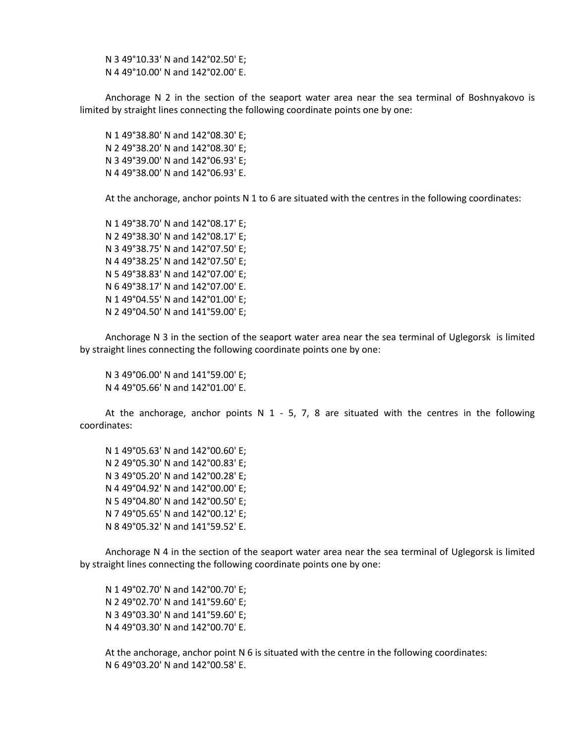N 3 49°10.33' N and 142°02.50' E;
N 4 49°10.00' N and 142°02.00' E.

Anchorage N 2 in the section of the seaport water area near the sea terminal of Boshnyakovo is limited by straight lines connecting the following coordinate points one by one:

N 1 49°38.80' N and 142°08.30' E;
N 2 49°38.20' N and 142°08.30' E;
N 3 49°39.00' N and 142°06.93' E;
N 4 49°38.00' N and 142°06.93' E.

At the anchorage, anchor points N 1 to 6 are situated with the centres in the following coordinates:

N 1 49°38.70' N and 142°08.17' E;
N 2 49°38.30' N and 142°08.17' E;
N 3 49°38.75' N and 142°07.50' E;
N 4 49°38.25' N and 142°07.50' E;
N 5 49°38.83' N and 142°07.00' E;
N 6 49°38.17' N and 142°07.00' E.
N 1 49°04.55' N and 142°01.00' E;
N 2 49°04.50' N and 141°59.00' E;

Anchorage N 3 in the section of the seaport water area near the sea terminal of Uglegorsk is limited by straight lines connecting the following coordinate points one by one:

N 3 49°06.00' N and 141°59.00' E;
N 4 49°05.66' N and 142°01.00' E.

At the anchorage, anchor points N 1 - 5, 7, 8 are situated with the centres in the following coordinates:

N 1 49°05.63' N and 142°00.60' E;
N 2 49°05.30' N and 142°00.83' E;
N 3 49°05.20' N and 142°00.28' E;
N 4 49°04.92' N and 142°00.00' E;
N 5 49°04.80' N and 142°00.50' E;
N 7 49°05.65' N and 142°00.12' E;
N 8 49°05.32' N and 141°59.52' E.

Anchorage N 4 in the section of the seaport water area near the sea terminal of Uglegorsk is limited by straight lines connecting the following coordinate points one by one:

N 1 49°02.70' N and 142°00.70' E;
N 2 49°02.70' N and 141°59.60' E;
N 3 49°03.30' N and 141°59.60' E;
N 4 49°03.30' N and 142°00.70' E.

At the anchorage, anchor point N 6 is situated with the centre in the following coordinates:
N 6 49°03.20' N and 142°00.58' E.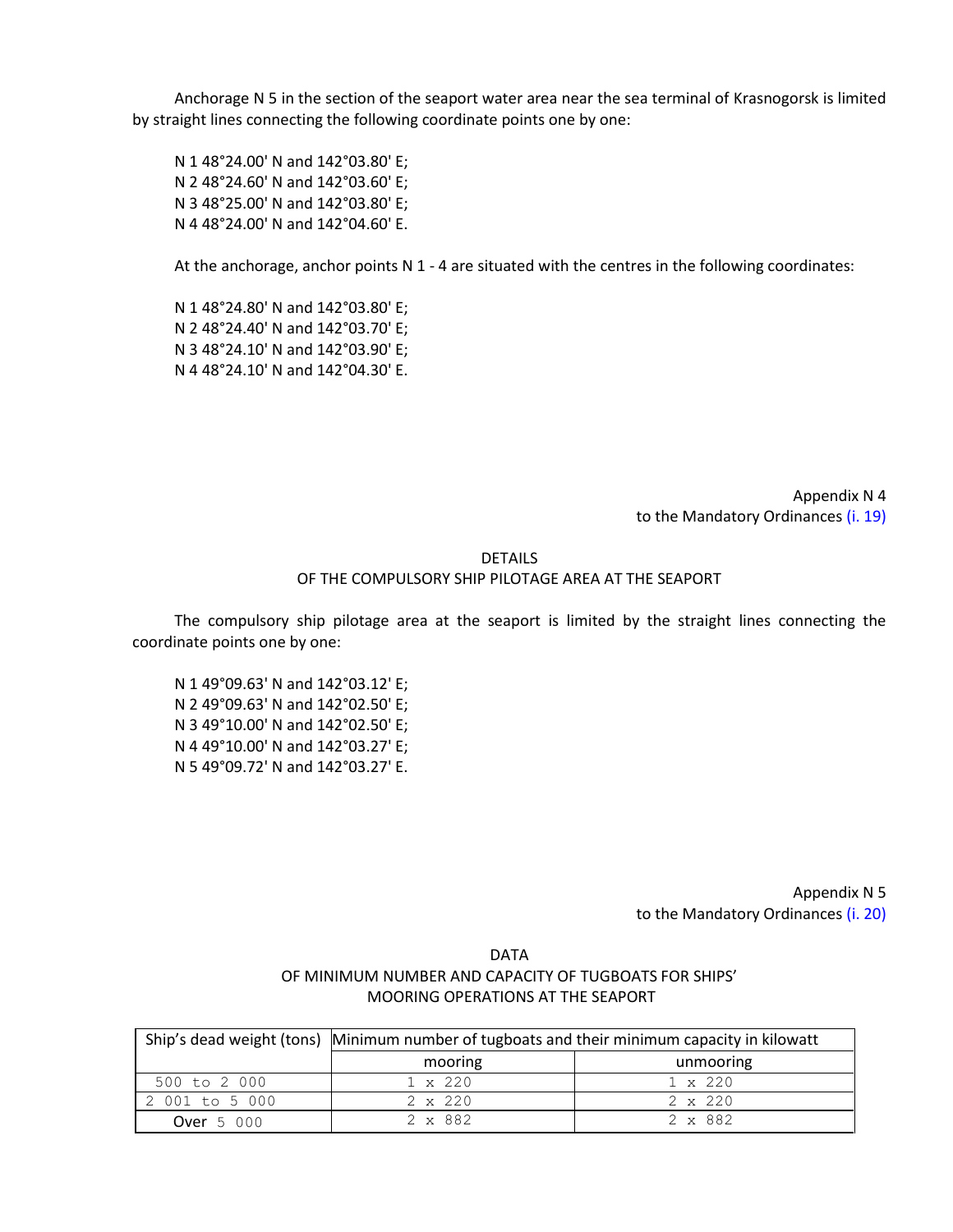Anchorage N 5 in the section of the seaport water area near the sea terminal of Krasnogorsk is limited by straight lines connecting the following coordinate points one by one:

N 1 48°24.00' N and 142°03.80' E;
N 2 48°24.60' N and 142°03.60' E;
N 3 48°25.00' N and 142°03.80' E;
N 4 48°24.00' N and 142°04.60' E.

At the anchorage, anchor points N 1 - 4 are situated with the centres in the following coordinates:

N 1 48°24.80' N and 142°03.80' E;
N 2 48°24.40' N and 142°03.70' E;
N 3 48°24.10' N and 142°03.90' E;
N 4 48°24.10' N and 142°04.30' E.

Appendix N 4
to the Mandatory Ordinances (i. 19)

DETAILS
OF THE COMPULSORY SHIP PILOTAGE AREA AT THE SEAPORT

The compulsory ship pilotage area at the seaport is limited by the straight lines connecting the coordinate points one by one:

N 1 49°09.63' N and 142°03.12' E;
N 2 49°09.63' N and 142°02.50' E;
N 3 49°10.00' N and 142°02.50' E;
N 4 49°10.00' N and 142°03.27' E;
N 5 49°09.72' N and 142°03.27' E.

Appendix N 5
to the Mandatory Ordinances (i. 20)

DATA
OF MINIMUM NUMBER AND CAPACITY OF TUGBOATS FOR SHIPS' MOORING OPERATIONS AT THE SEAPORT

| Ship's dead weight (tons) | Minimum number of tugboats and their minimum capacity in kilowatt | |
|---|---|---|
| | mooring | unmooring |
| 500 to 2 000 | 1 x 220 | 1 x 220 |
| 2 001 to 5 000 | 2 x 220 | 2 x 220 |
| Over 5 000 | 2 x 882 | 2 x 882 |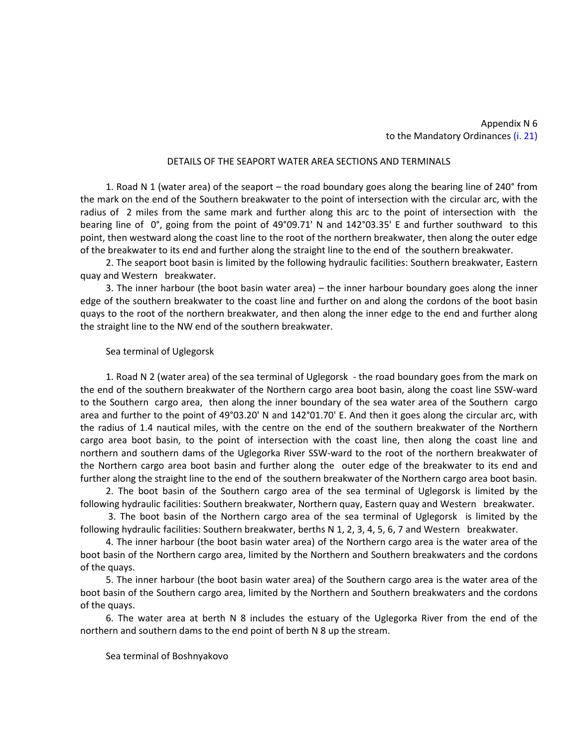Appendix N 6
to the Mandatory Ordinances (i. 21)

## DETAILS OF THE SEAPORT WATER AREA SECTIONS AND TERMINALS

1. Road N 1 (water area) of the seaport – the road boundary goes along the bearing line of 240° from the mark on the end of the Southern breakwater to the point of intersection with the circular arc, with the radius of 2 miles from the same mark and further along this arc to the point of intersection with the bearing line of 0°, going from the point of 49°09.71' N and 142°03.35' E and further southward to this point, then westward along the coast line to the root of the northern breakwater, then along the outer edge of the breakwater to its end and further along the straight line to the end of the southern breakwater.

2. The seaport boot basin is limited by the following hydraulic facilities: Southern breakwater, Eastern quay and Western breakwater.

3. The inner harbour (the boot basin water area) – the inner harbour boundary goes along the inner edge of the southern breakwater to the coast line and further on and along the cordons of the boot basin quays to the root of the northern breakwater, and then along the inner edge to the end and further along the straight line to the NW end of the southern breakwater.

### Sea terminal of Uglegorsk

1. Road N 2 (water area) of the sea terminal of Uglegorsk - the road boundary goes from the mark on the end of the southern breakwater of the Northern cargo area boot basin, along the coast line SSW-ward to the Southern cargo area, then along the inner boundary of the sea water area of the Southern cargo area and further to the point of 49°03.20' N and 142°01.70' E. And then it goes along the circular arc, with the radius of 1.4 nautical miles, with the centre on the end of the southern breakwater of the Northern cargo area boot basin, to the point of intersection with the coast line, then along the coast line and northern and southern dams of the Uglegorka River SSW-ward to the root of the northern breakwater of the Northern cargo area boot basin and further along the outer edge of the breakwater to its end and further along the straight line to the end of the southern breakwater of the Northern cargo area boot basin.

2. The boot basin of the Southern cargo area of the sea terminal of Uglegorsk is limited by the following hydraulic facilities: Southern breakwater, Northern quay, Eastern quay and Western breakwater.

3. The boot basin of the Northern cargo area of the sea terminal of Uglegorsk is limited by the following hydraulic facilities: Southern breakwater, berths N 1, 2, 3, 4, 5, 6, 7 and Western breakwater.

4. The inner harbour (the boot basin water area) of the Northern cargo area is the water area of the boot basin of the Northern cargo area, limited by the Northern and Southern breakwaters and the cordons of the quays.

5. The inner harbour (the boot basin water area) of the Southern cargo area is the water area of the boot basin of the Southern cargo area, limited by the Northern and Southern breakwaters and the cordons of the quays.

6. The water area at berth N 8 includes the estuary of the Uglegorka River from the end of the northern and southern dams to the end point of berth N 8 up the stream.

### Sea terminal of Boshnyakovo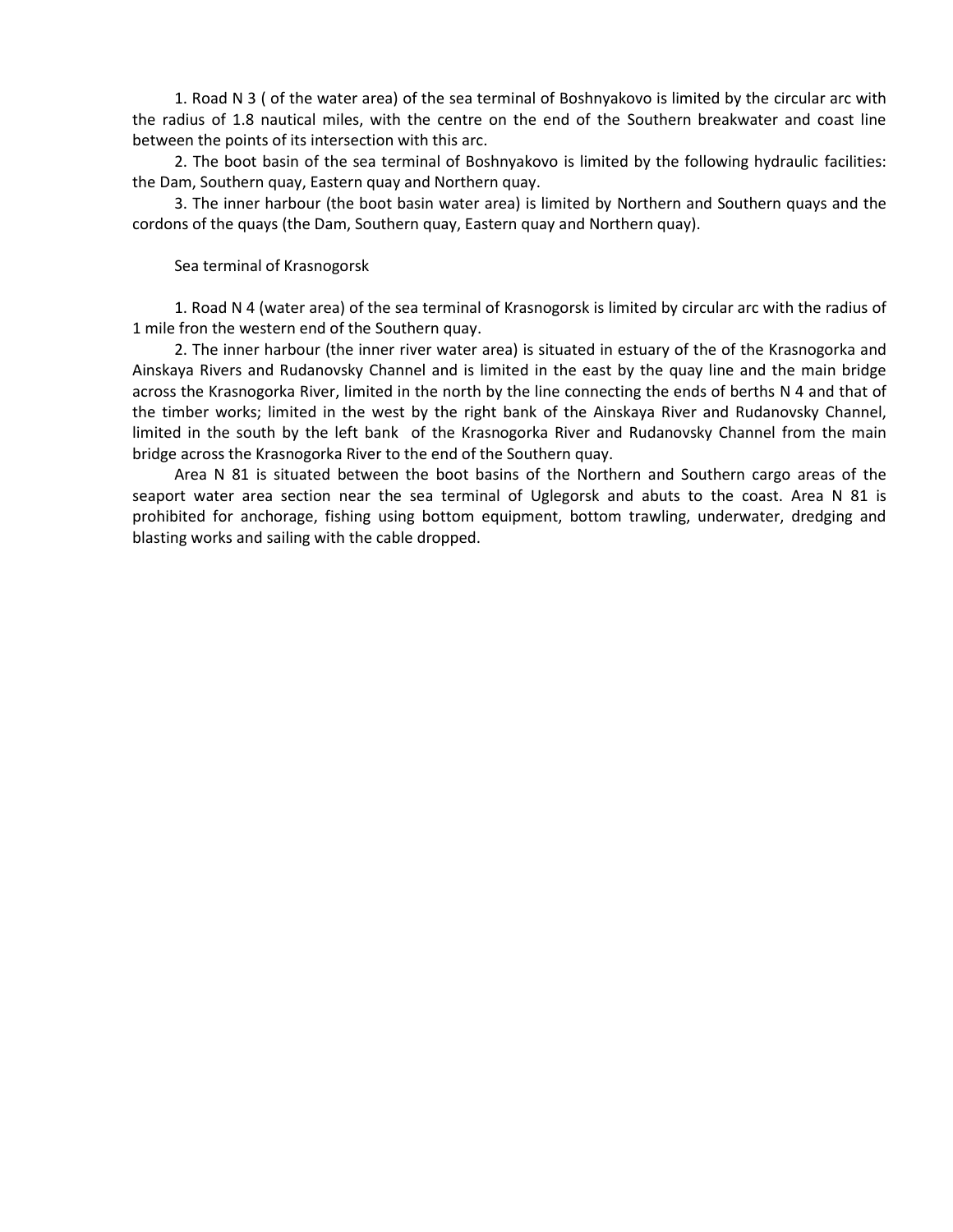1. Road N 3 ( of the water area) of the sea terminal of Boshnyakovo is limited by the circular arc with the radius of 1.8 nautical miles, with the centre on the end of the Southern breakwater and coast line between the points of its intersection with this arc.

2. The boot basin of the sea terminal of Boshnyakovo is limited by the following hydraulic facilities: the Dam, Southern quay, Eastern quay and Northern quay.

3. The inner harbour (the boot basin water area) is limited by Northern and Southern quays and the cordons of the quays (the Dam, Southern quay, Eastern quay and Northern quay).

Sea terminal of Krasnogorsk

1. Road N 4 (water area) of the sea terminal of Krasnogorsk is limited by circular arc with the radius of 1 mile fron the western end of the Southern quay.

2. The inner harbour (the inner river water area) is situated in estuary of the of the Krasnogorka and Ainskaya Rivers and Rudanovsky Channel and is limited in the east by the quay line and the main bridge across the Krasnogorka River, limited in the north by the line connecting the ends of berths N 4 and that of the timber works; limited in the west by the right bank of the Ainskaya River and Rudanovsky Channel, limited in the south by the left bank of the Krasnogorka River and Rudanovsky Channel from the main bridge across the Krasnogorka River to the end of the Southern quay.

Area N 81 is situated between the boot basins of the Northern and Southern cargo areas of the seaport water area section near the sea terminal of Uglegorsk and abuts to the coast. Area N 81 is prohibited for anchorage, fishing using bottom equipment, bottom trawling, underwater, dredging and blasting works and sailing with the cable dropped.